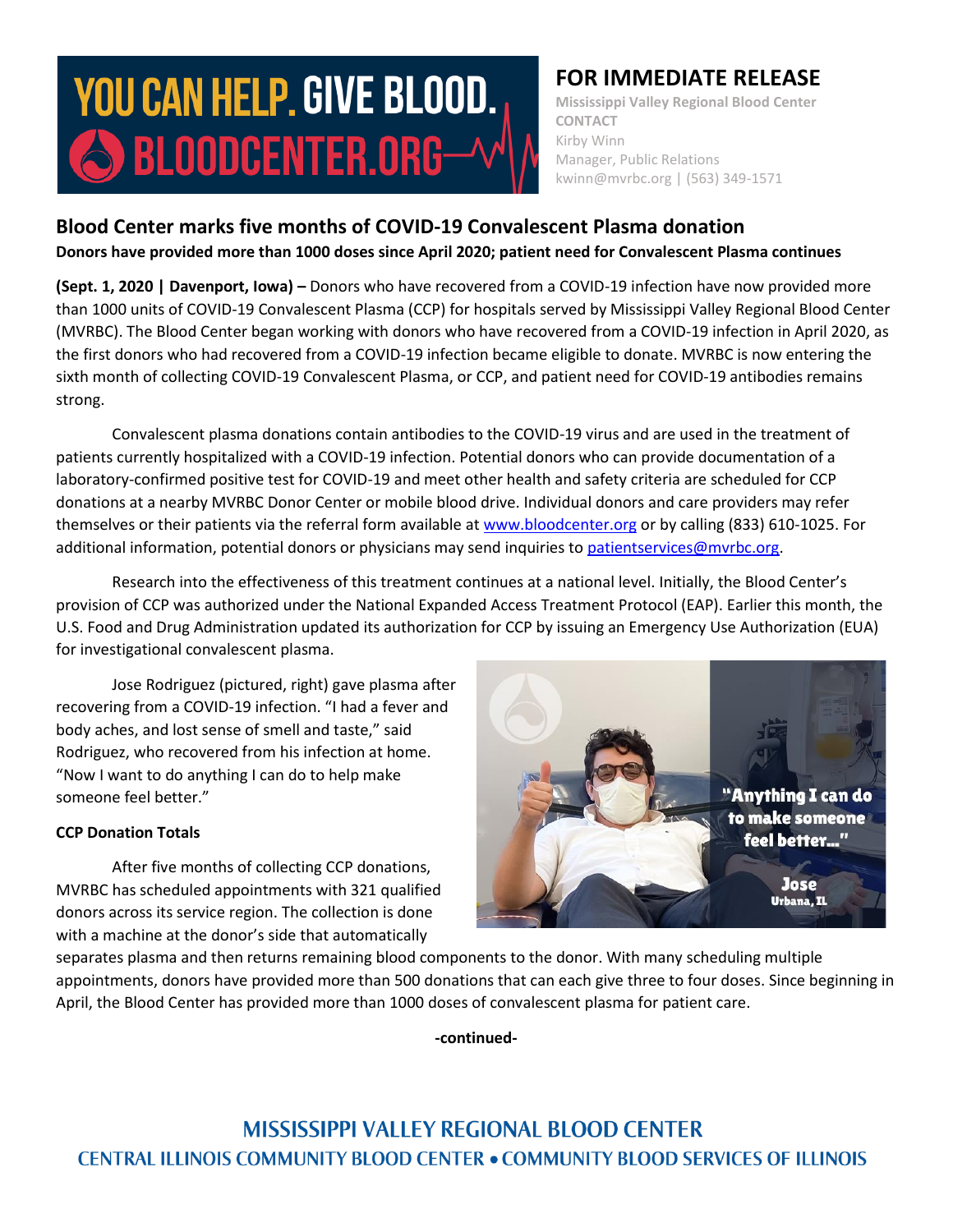YOU CAN HELP. GIVE BLOOD.
BLOODCENTER.ORG

**FOR IMMEDIATE RELEASE**

Mississippi Valley Regional Blood Center
CONTACT
Kirby Winn
Manager, Public Relations
kwinn@mvrbc.org | (563) 349-1571

## Blood Center marks five months of COVID-19 Convalescent Plasma donation

**Donors have provided more than 1000 doses since April 2020; patient need for Convalescent Plasma continues**

**(Sept. 1, 2020 | Davenport, Iowa) –** Donors who have recovered from a COVID-19 infection have now provided more than 1000 units of COVID-19 Convalescent Plasma (CCP) for hospitals served by Mississippi Valley Regional Blood Center (MVRBC). The Blood Center began working with donors who have recovered from a COVID-19 infection in April 2020, as the first donors who had recovered from a COVID-19 infection became eligible to donate. MVRBC is now entering the sixth month of collecting COVID-19 Convalescent Plasma, or CCP, and patient need for COVID-19 antibodies remains strong.

Convalescent plasma donations contain antibodies to the COVID-19 virus and are used in the treatment of patients currently hospitalized with a COVID-19 infection. Potential donors who can provide documentation of a laboratory-confirmed positive test for COVID-19 and meet other health and safety criteria are scheduled for CCP donations at a nearby MVRBC Donor Center or mobile blood drive. Individual donors and care providers may refer themselves or their patients via the referral form available at www.bloodcenter.org or by calling (833) 610-1025. For additional information, potential donors or physicians may send inquiries to patientservices@mvrbc.org.

Research into the effectiveness of this treatment continues at a national level. Initially, the Blood Center's provision of CCP was authorized under the National Expanded Access Treatment Protocol (EAP). Earlier this month, the U.S. Food and Drug Administration updated its authorization for CCP by issuing an Emergency Use Authorization (EUA) for investigational convalescent plasma.

Jose Rodriguez (pictured, right) gave plasma after recovering from a COVID-19 infection. "I had a fever and body aches, and lost sense of smell and taste," said Rodriguez, who recovered from his infection at home. "Now I want to do anything I can do to help make someone feel better."

"Anything I can do to make someone feel better..." Jose, Urbana, IL

**CCP Donation Totals**

After five months of collecting CCP donations, MVRBC has scheduled appointments with 321 qualified donors across its service region. The collection is done with a machine at the donor's side that automatically separates plasma and then returns remaining blood components to the donor. With many scheduling multiple appointments, donors have provided more than 500 donations that can each give three to four doses. Since beginning in April, the Blood Center has provided more than 1000 doses of convalescent plasma for patient care.

**-continued-**

MISSISSIPPI VALLEY REGIONAL BLOOD CENTER
CENTRAL ILLINOIS COMMUNITY BLOOD CENTER • COMMUNITY BLOOD SERVICES OF ILLINOIS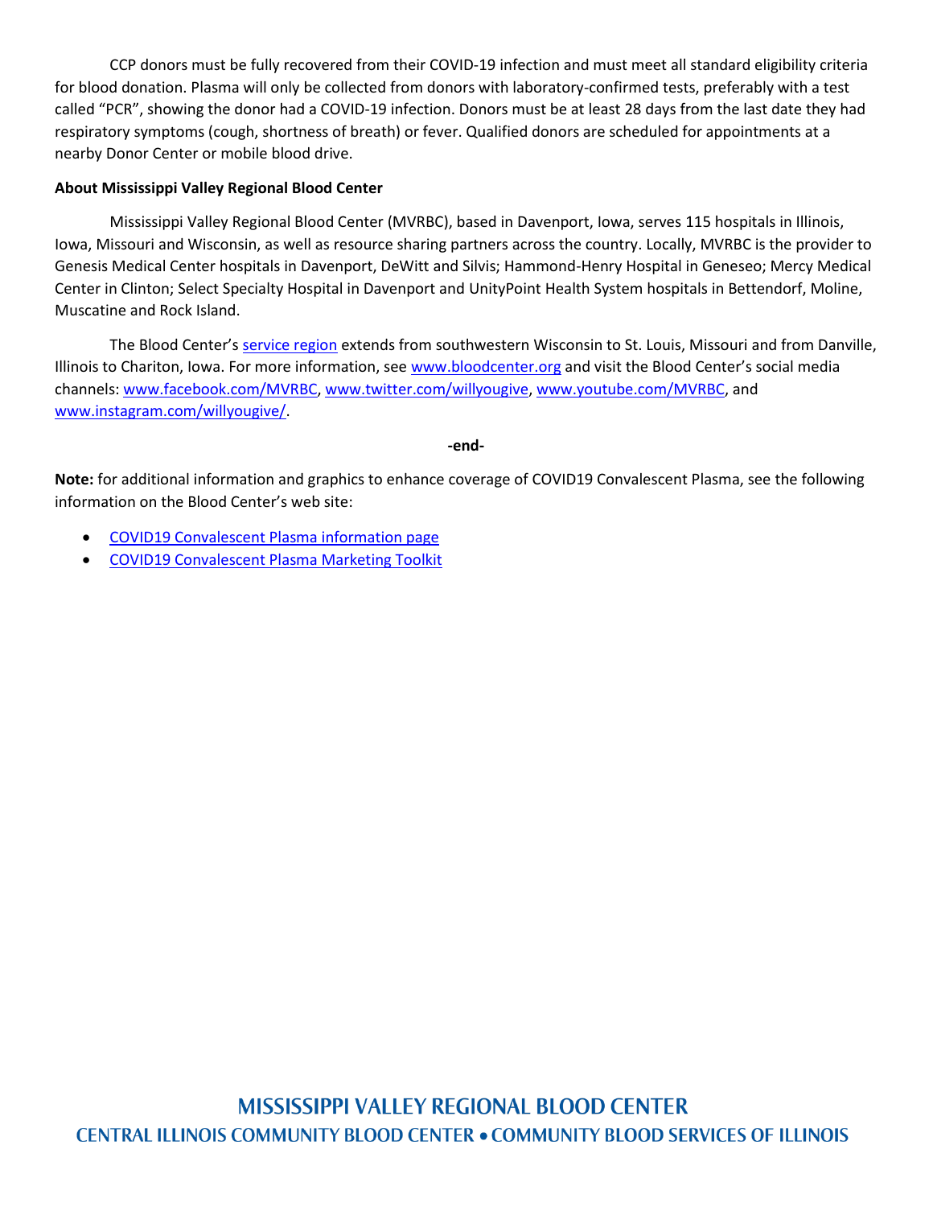CCP donors must be fully recovered from their COVID-19 infection and must meet all standard eligibility criteria for blood donation. Plasma will only be collected from donors with laboratory-confirmed tests, preferably with a test called "PCR", showing the donor had a COVID-19 infection. Donors must be at least 28 days from the last date they had respiratory symptoms (cough, shortness of breath) or fever. Qualified donors are scheduled for appointments at a nearby Donor Center or mobile blood drive.

**About Mississippi Valley Regional Blood Center**

Mississippi Valley Regional Blood Center (MVRBC), based in Davenport, Iowa, serves 115 hospitals in Illinois, Iowa, Missouri and Wisconsin, as well as resource sharing partners across the country. Locally, MVRBC is the provider to Genesis Medical Center hospitals in Davenport, DeWitt and Silvis; Hammond-Henry Hospital in Geneseo; Mercy Medical Center in Clinton; Select Specialty Hospital in Davenport and UnityPoint Health System hospitals in Bettendorf, Moline, Muscatine and Rock Island.

The Blood Center's service region extends from southwestern Wisconsin to St. Louis, Missouri and from Danville, Illinois to Chariton, Iowa. For more information, see www.bloodcenter.org and visit the Blood Center's social media channels: www.facebook.com/MVRBC, www.twitter.com/willyougive, www.youtube.com/MVRBC, and www.instagram.com/willyougive/.

**-end-**

**Note:** for additional information and graphics to enhance coverage of COVID19 Convalescent Plasma, see the following information on the Blood Center's web site:

- COVID19 Convalescent Plasma information page
- COVID19 Convalescent Plasma Marketing Toolkit

MISSISSIPPI VALLEY REGIONAL BLOOD CENTER
CENTRAL ILLINOIS COMMUNITY BLOOD CENTER • COMMUNITY BLOOD SERVICES OF ILLINOIS